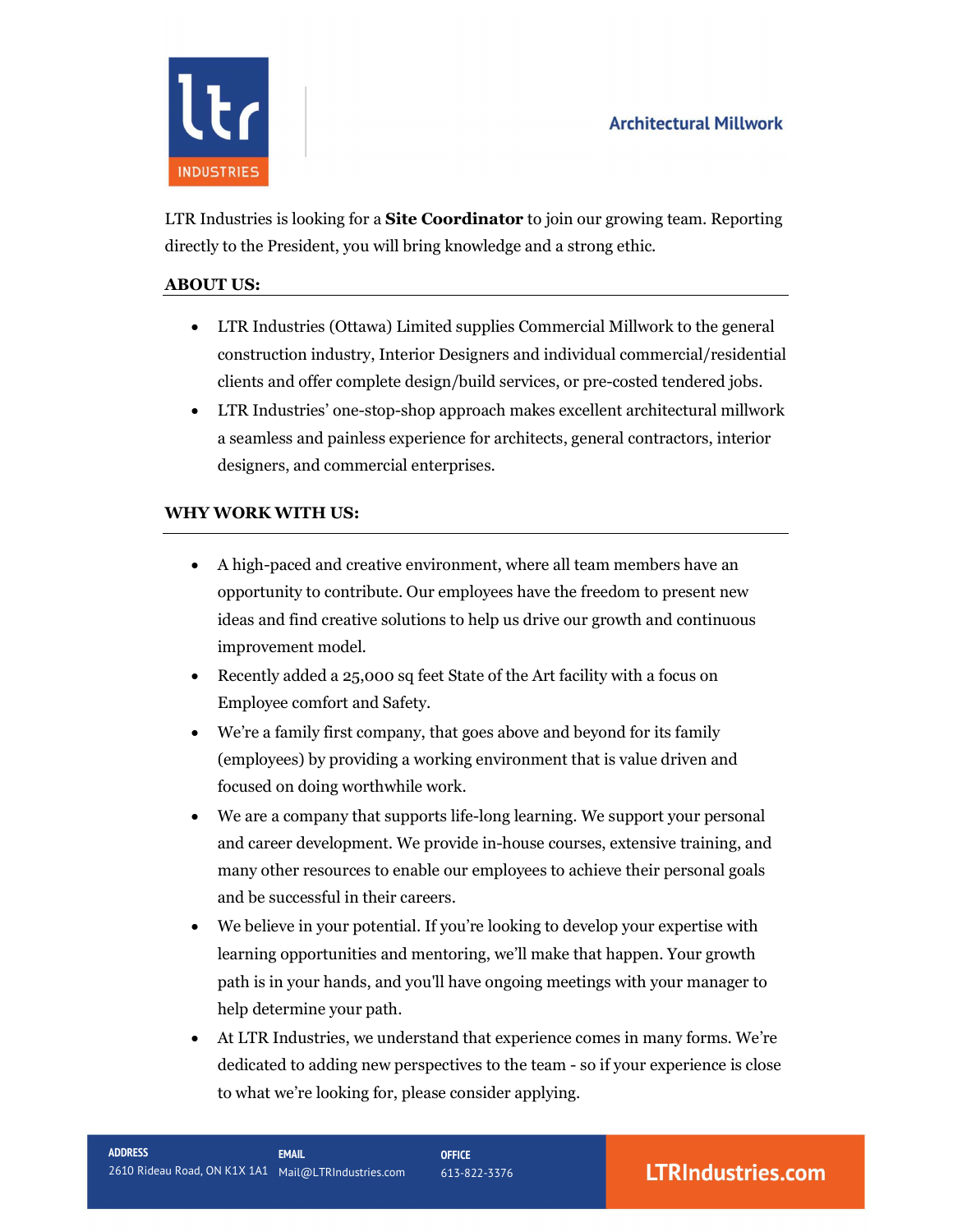Architectural Millwork

LTR Industries is looking for a **Site Coordinator** to join our growing team. Reporting directly to the President, you will bring knowledge and a strong ethic.

## ABOUT US:

- LTR Industries (Ottawa) Limited supplies Commercial Millwork to the general construction industry, Interior Designers and individual commercial/residential clients and offer complete design/build services, or pre-costed tendered jobs.
- LTR Industries' one-stop-shop approach makes excellent architectural millwork a seamless and painless experience for architects, general contractors, interior designers, and commercial enterprises.

## WHY WORK WITH US:

- A high-paced and creative environment, where all team members have an opportunity to contribute. Our employees have the freedom to present new ideas and find creative solutions to help us drive our growth and continuous improvement model.
- Recently added a 25,000 sq feet State of the Art facility with a focus on Employee comfort and Safety.
- We're a family first company, that goes above and beyond for its family (employees) by providing a working environment that is value driven and focused on doing worthwhile work.
- We are a company that supports life-long learning. We support your personal and career development. We provide in-house courses, extensive training, and many other resources to enable our employees to achieve their personal goals and be successful in their careers.
- We believe in your potential. If you're looking to develop your expertise with learning opportunities and mentoring, we'll make that happen. Your growth path is in your hands, and you'll have ongoing meetings with your manager to help determine your path.
- At LTR Industries, we understand that experience comes in many forms. We're dedicated to adding new perspectives to the team - so if your experience is close to what we're looking for, please consider applying.

**ADDRESS** 2610 Rideau Road, ON K1X 1A1 | **EMAIL** Mail@LTRIndustries.com | **OFFICE** 613-822-3376 | LTRIndustries.com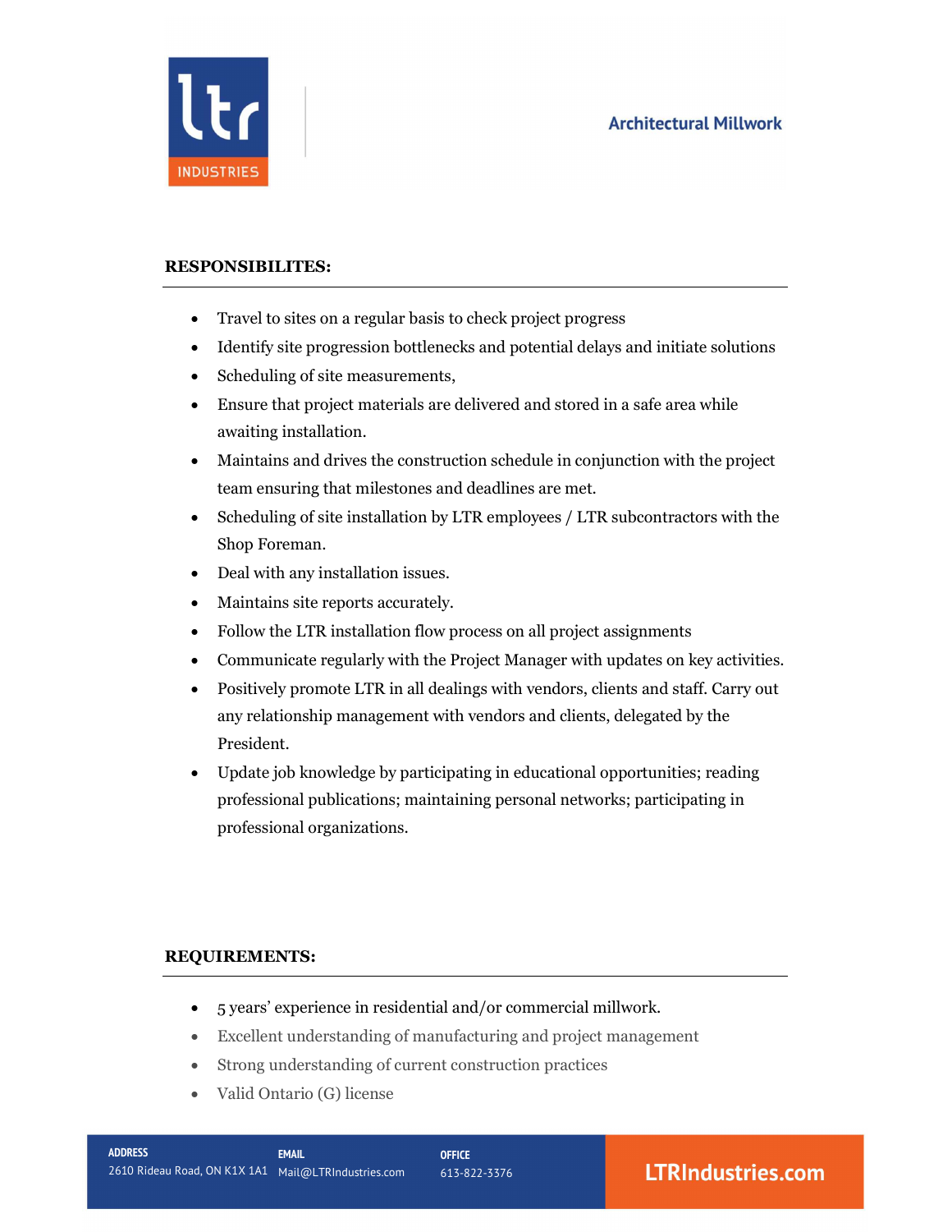## RESPONSIBILITES:

- Travel to sites on a regular basis to check project progress
- Identify site progression bottlenecks and potential delays and initiate solutions
- Scheduling of site measurements,
- Ensure that project materials are delivered and stored in a safe area while awaiting installation.
- Maintains and drives the construction schedule in conjunction with the project team ensuring that milestones and deadlines are met.
- Scheduling of site installation by LTR employees / LTR subcontractors with the Shop Foreman.
- Deal with any installation issues.
- Maintains site reports accurately.
- Follow the LTR installation flow process on all project assignments
- Communicate regularly with the Project Manager with updates on key activities.
- Positively promote LTR in all dealings with vendors, clients and staff. Carry out any relationship management with vendors and clients, delegated by the President.
- Update job knowledge by participating in educational opportunities; reading professional publications; maintaining personal networks; participating in professional organizations.

## REQUIREMENTS:

- 5 years' experience in residential and/or commercial millwork.
- Excellent understanding of manufacturing and project management
- Strong understanding of current construction practices
- Valid Ontario (G) license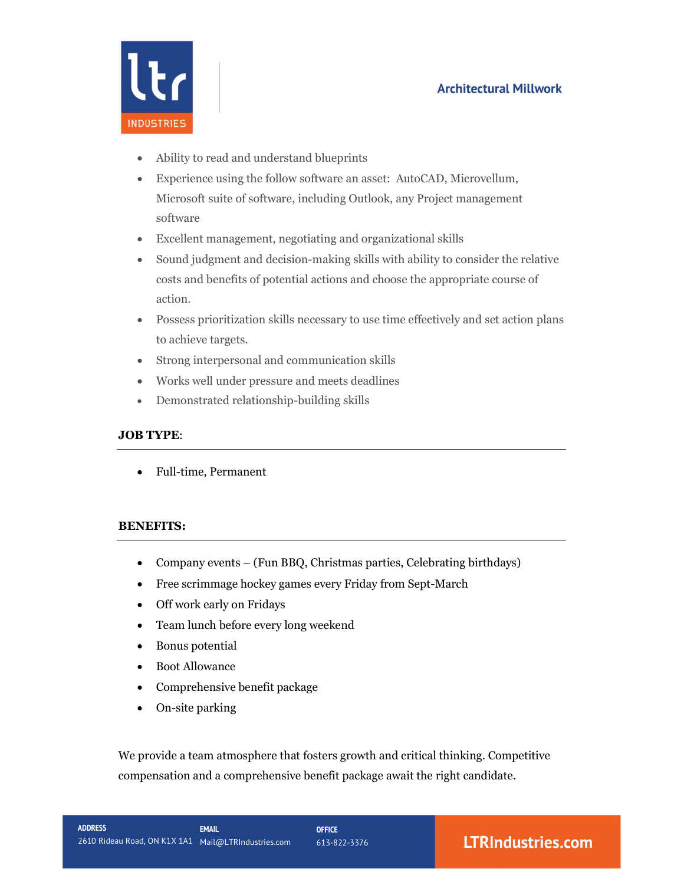- Ability to read and understand blueprints
- Experience using the follow software an asset: AutoCAD, Microvellum, Microsoft suite of software, including Outlook, any Project management software
- Excellent management, negotiating and organizational skills
- Sound judgment and decision-making skills with ability to consider the relative costs and benefits of potential actions and choose the appropriate course of action.
- Possess prioritization skills necessary to use time effectively and set action plans to achieve targets.
- Strong interpersonal and communication skills
- Works well under pressure and meets deadlines
- Demonstrated relationship-building skills

**JOB TYPE**:

- Full-time, Permanent

**BENEFITS:**

- Company events – (Fun BBQ, Christmas parties, Celebrating birthdays)
- Free scrimmage hockey games every Friday from Sept-March
- Off work early on Fridays
- Team lunch before every long weekend
- Bonus potential
- Boot Allowance
- Comprehensive benefit package
- On-site parking

We provide a team atmosphere that fosters growth and critical thinking. Competitive compensation and a comprehensive benefit package await the right candidate.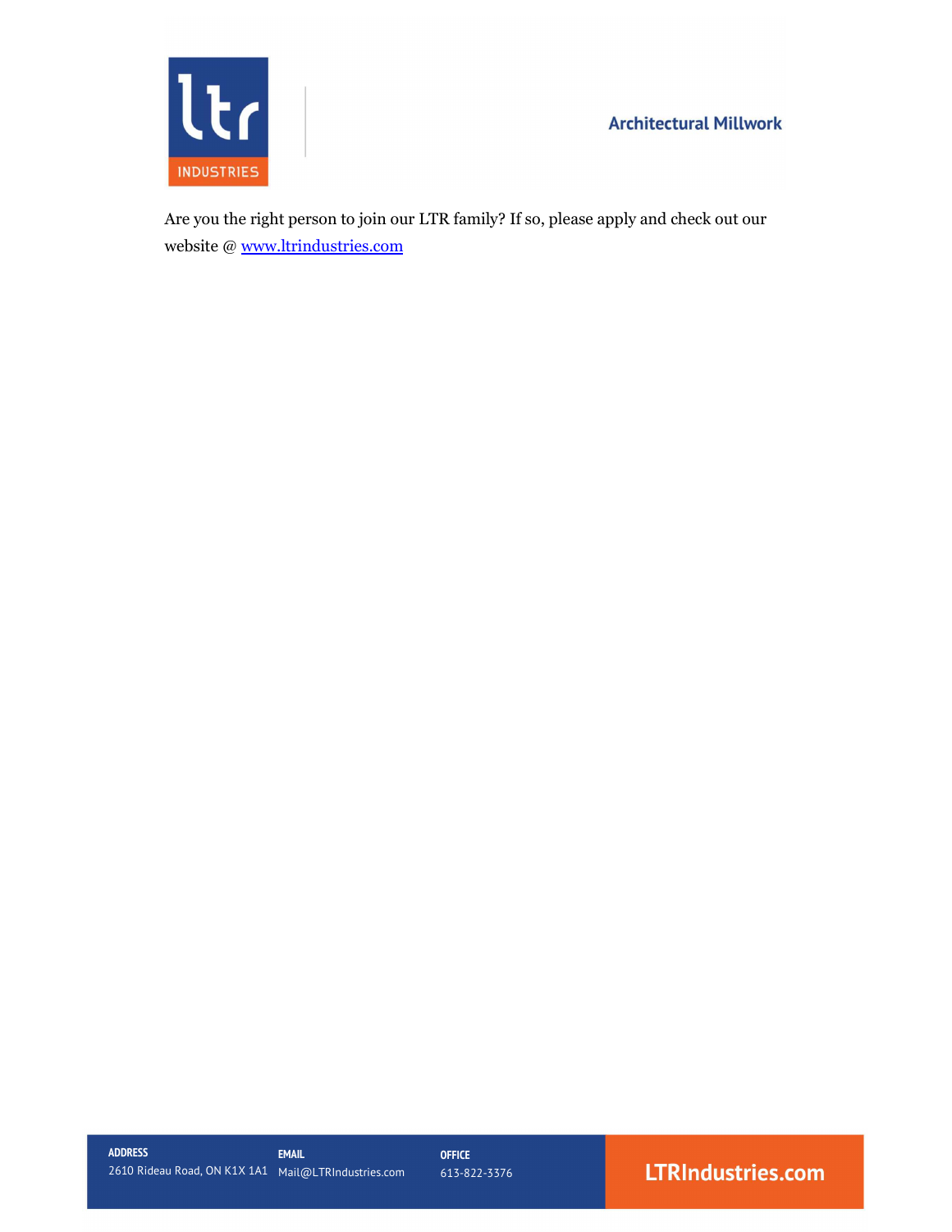Are you the right person to join our LTR family? If so, please apply and check out our website @ [www.ltrindustries.com](http://www.ltrindustries.com)